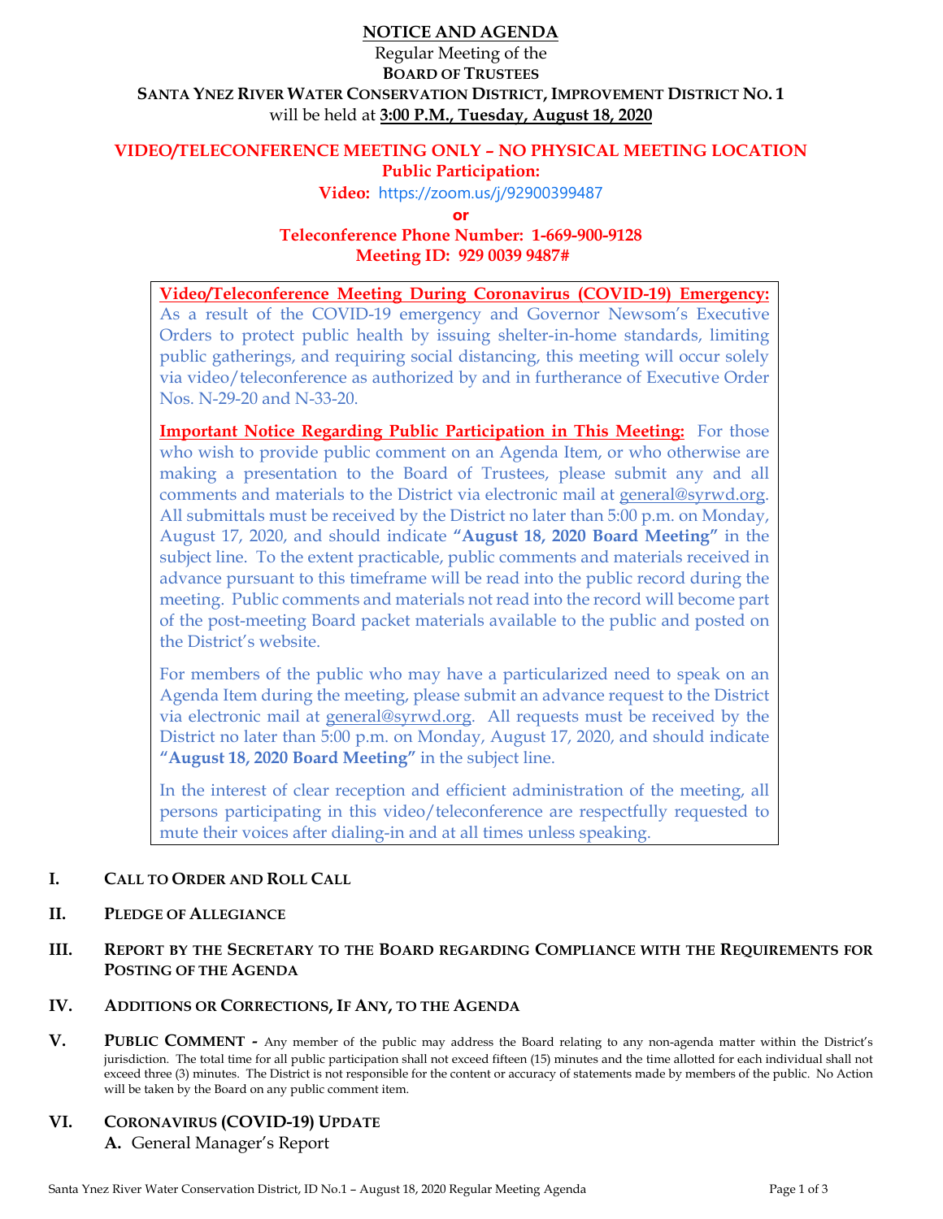# NOTICE AND AGENDA

Regular Meeting of the

**BOARD OF TRUSTEES**

**SANTA YNEZ RIVER WATER CONSERVATION DISTRICT, IMPROVEMENT DISTRICT NO. 1**

will be held at **3:00 P.M., Tuesday, August 18, 2020**

**VIDEO/TELECONFERENCE MEETING ONLY – NO PHYSICAL MEETING LOCATION**

**Public Participation:**

**Video:** https://zoom.us/j/92900399487

**or**

**Teleconference Phone Number: 1-669-900-9128**

**Meeting ID: 929 0039 9487#**

**Video/Teleconference Meeting During Coronavirus (COVID-19) Emergency:** As a result of the COVID-19 emergency and Governor Newsom's Executive Orders to protect public health by issuing shelter-in-home standards, limiting public gatherings, and requiring social distancing, this meeting will occur solely via video/teleconference as authorized by and in furtherance of Executive Order Nos. N-29-20 and N-33-20.

**Important Notice Regarding Public Participation in This Meeting:** For those who wish to provide public comment on an Agenda Item, or who otherwise are making a presentation to the Board of Trustees, please submit any and all comments and materials to the District via electronic mail at general@syrwd.org. All submittals must be received by the District no later than 5:00 p.m. on Monday, August 17, 2020, and should indicate **"August 18, 2020 Board Meeting"** in the subject line. To the extent practicable, public comments and materials received in advance pursuant to this timeframe will be read into the public record during the meeting. Public comments and materials not read into the record will become part of the post-meeting Board packet materials available to the public and posted on the District's website.

For members of the public who may have a particularized need to speak on an Agenda Item during the meeting, please submit an advance request to the District via electronic mail at general@syrwd.org. All requests must be received by the District no later than 5:00 p.m. on Monday, August 17, 2020, and should indicate **"August 18, 2020 Board Meeting"** in the subject line.

In the interest of clear reception and efficient administration of the meeting, all persons participating in this video/teleconference are respectfully requested to mute their voices after dialing-in and at all times unless speaking.

## I. CALL TO ORDER AND ROLL CALL

## II. PLEDGE OF ALLEGIANCE

## III. REPORT BY THE SECRETARY TO THE BOARD REGARDING COMPLIANCE WITH THE REQUIREMENTS FOR POSTING OF THE AGENDA

## IV. ADDITIONS OR CORRECTIONS, IF ANY, TO THE AGENDA

## V. PUBLIC COMMENT

**PUBLIC COMMENT -** Any member of the public may address the Board relating to any non-agenda matter within the District's jurisdiction. The total time for all public participation shall not exceed fifteen (15) minutes and the time allotted for each individual shall not exceed three (3) minutes. The District is not responsible for the content or accuracy of statements made by members of the public. No Action will be taken by the Board on any public comment item.

## VI. CORONAVIRUS (COVID-19) UPDATE

A. General Manager's Report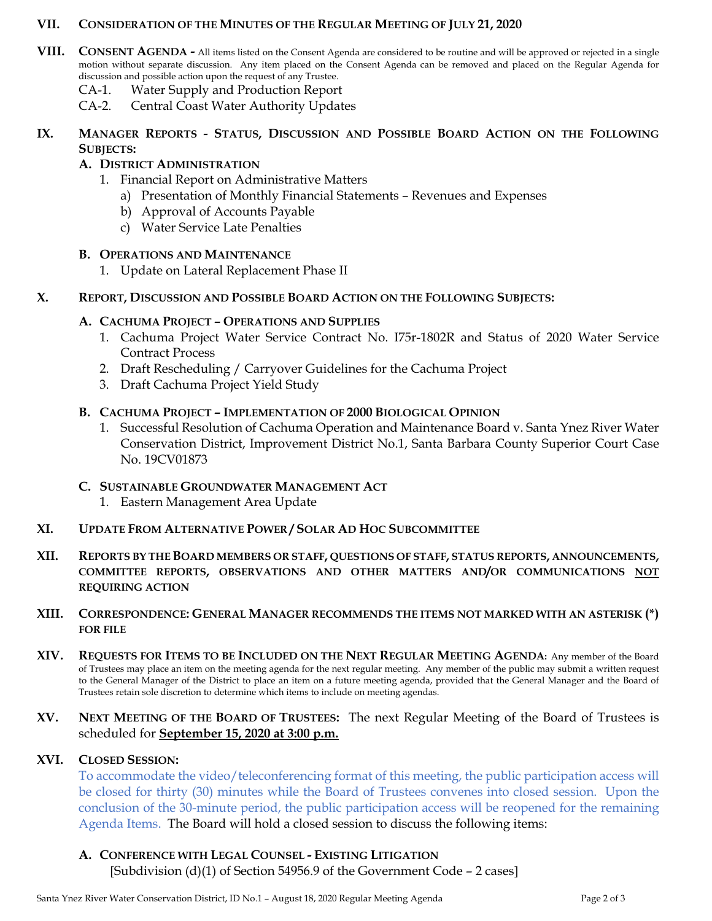## VII. CONSIDERATION OF THE MINUTES OF THE REGULAR MEETING OF JULY 21, 2020

## VIII. CONSENT AGENDA - 

All items listed on the Consent Agenda are considered to be routine and will be approved or rejected in a single motion without separate discussion. Any item placed on the Consent Agenda can be removed and placed on the Regular Agenda for discussion and possible action upon the request of any Trustee.

CA-1. Water Supply and Production Report

CA-2. Central Coast Water Authority Updates

## IX. MANAGER REPORTS - STATUS, DISCUSSION AND POSSIBLE BOARD ACTION ON THE FOLLOWING SUBJECTS:

### A. DISTRICT ADMINISTRATION

1. Financial Report on Administrative Matters
   a) Presentation of Monthly Financial Statements – Revenues and Expenses
   b) Approval of Accounts Payable
   c) Water Service Late Penalties

### B. OPERATIONS AND MAINTENANCE

1. Update on Lateral Replacement Phase II

## X. REPORT, DISCUSSION AND POSSIBLE BOARD ACTION ON THE FOLLOWING SUBJECTS:

### A. CACHUMA PROJECT – OPERATIONS AND SUPPLIES

1. Cachuma Project Water Service Contract No. I75r-1802R and Status of 2020 Water Service Contract Process
2. Draft Rescheduling / Carryover Guidelines for the Cachuma Project
3. Draft Cachuma Project Yield Study

### B. CACHUMA PROJECT – IMPLEMENTATION OF 2000 BIOLOGICAL OPINION

1. Successful Resolution of Cachuma Operation and Maintenance Board v. Santa Ynez River Water Conservation District, Improvement District No.1, Santa Barbara County Superior Court Case No. 19CV01873

### C. SUSTAINABLE GROUNDWATER MANAGEMENT ACT

1. Eastern Management Area Update

## XI. UPDATE FROM ALTERNATIVE POWER / SOLAR AD HOC SUBCOMMITTEE

## XII. REPORTS BY THE BOARD MEMBERS OR STAFF, QUESTIONS OF STAFF, STATUS REPORTS, ANNOUNCEMENTS, COMMITTEE REPORTS, OBSERVATIONS AND OTHER MATTERS AND/OR COMMUNICATIONS NOT REQUIRING ACTION

## XIII. CORRESPONDENCE: GENERAL MANAGER RECOMMENDS THE ITEMS NOT MARKED WITH AN ASTERISK (*) FOR FILE

## XIV. REQUESTS FOR ITEMS TO BE INCLUDED ON THE NEXT REGULAR MEETING AGENDA:

Any member of the Board of Trustees may place an item on the meeting agenda for the next regular meeting. Any member of the public may submit a written request to the General Manager of the District to place an item on a future meeting agenda, provided that the General Manager and the Board of Trustees retain sole discretion to determine which items to include on meeting agendas.

## XV. NEXT MEETING OF THE BOARD OF TRUSTEES:

The next Regular Meeting of the Board of Trustees is scheduled for **September 15, 2020 at 3:00 p.m.**

## XVI. CLOSED SESSION:

To accommodate the video/teleconferencing format of this meeting, the public participation access will be closed for thirty (30) minutes while the Board of Trustees convenes into closed session. Upon the conclusion of the 30-minute period, the public participation access will be reopened for the remaining Agenda Items. The Board will hold a closed session to discuss the following items:

### A. CONFERENCE WITH LEGAL COUNSEL - EXISTING LITIGATION

[Subdivision (d)(1) of Section 54956.9 of the Government Code – 2 cases]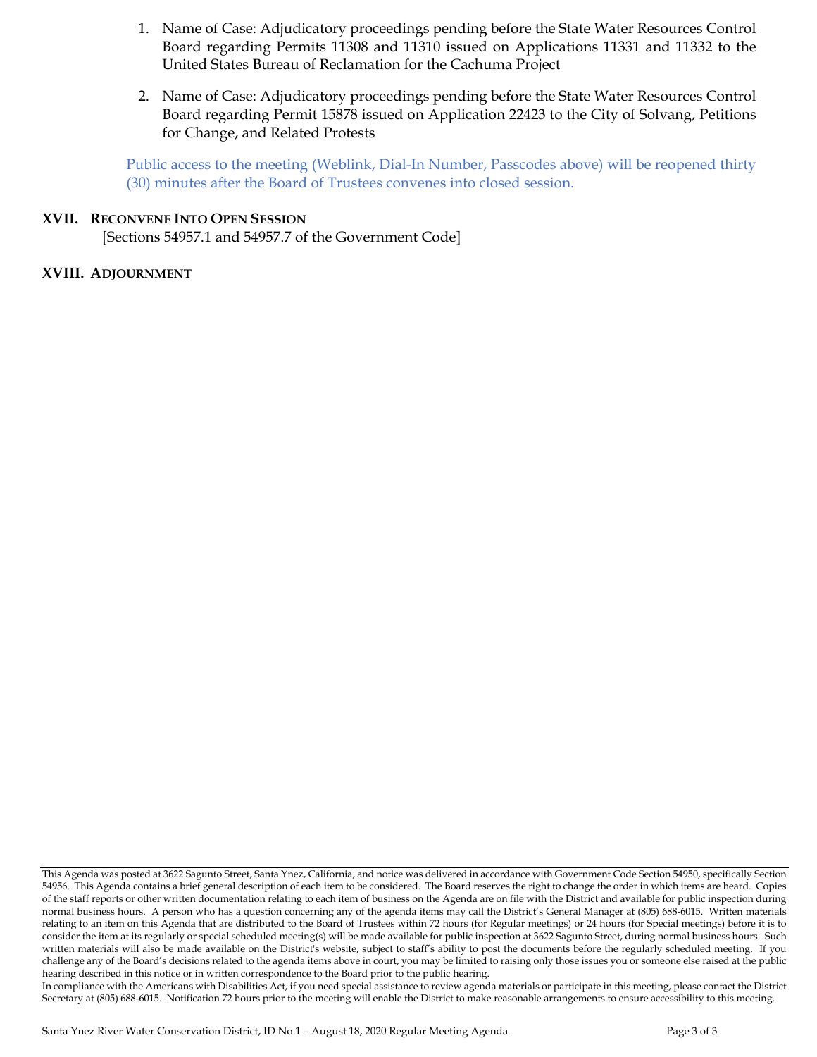1. Name of Case: Adjudicatory proceedings pending before the State Water Resources Control Board regarding Permits 11308 and 11310 issued on Applications 11331 and 11332 to the United States Bureau of Reclamation for the Cachuma Project

2. Name of Case: Adjudicatory proceedings pending before the State Water Resources Control Board regarding Permit 15878 issued on Application 22423 to the City of Solvang, Petitions for Change, and Related Protests

Public access to the meeting (Weblink, Dial-In Number, Passcodes above) will be reopened thirty (30) minutes after the Board of Trustees convenes into closed session.

## XVII. Reconvene Into Open Session

[Sections 54957.1 and 54957.7 of the Government Code]

## XVIII. Adjournment

This Agenda was posted at 3622 Sagunto Street, Santa Ynez, California, and notice was delivered in accordance with Government Code Section 54950, specifically Section 54956. This Agenda contains a brief general description of each item to be considered. The Board reserves the right to change the order in which items are heard. Copies of the staff reports or other written documentation relating to each item of business on the Agenda are on file with the District and available for public inspection during normal business hours. A person who has a question concerning any of the agenda items may call the District's General Manager at (805) 688-6015. Written materials relating to an item on this Agenda that are distributed to the Board of Trustees within 72 hours (for Regular meetings) or 24 hours (for Special meetings) before it is to consider the item at its regularly or special scheduled meeting(s) will be made available for public inspection at 3622 Sagunto Street, during normal business hours. Such written materials will also be made available on the District's website, subject to staff's ability to post the documents before the regularly scheduled meeting. If you challenge any of the Board's decisions related to the agenda items above in court, you may be limited to raising only those issues you or someone else raised at the public hearing described in this notice or in written correspondence to the Board prior to the public hearing.

In compliance with the Americans with Disabilities Act, if you need special assistance to review agenda materials or participate in this meeting, please contact the District Secretary at (805) 688-6015. Notification 72 hours prior to the meeting will enable the District to make reasonable arrangements to ensure accessibility to this meeting.